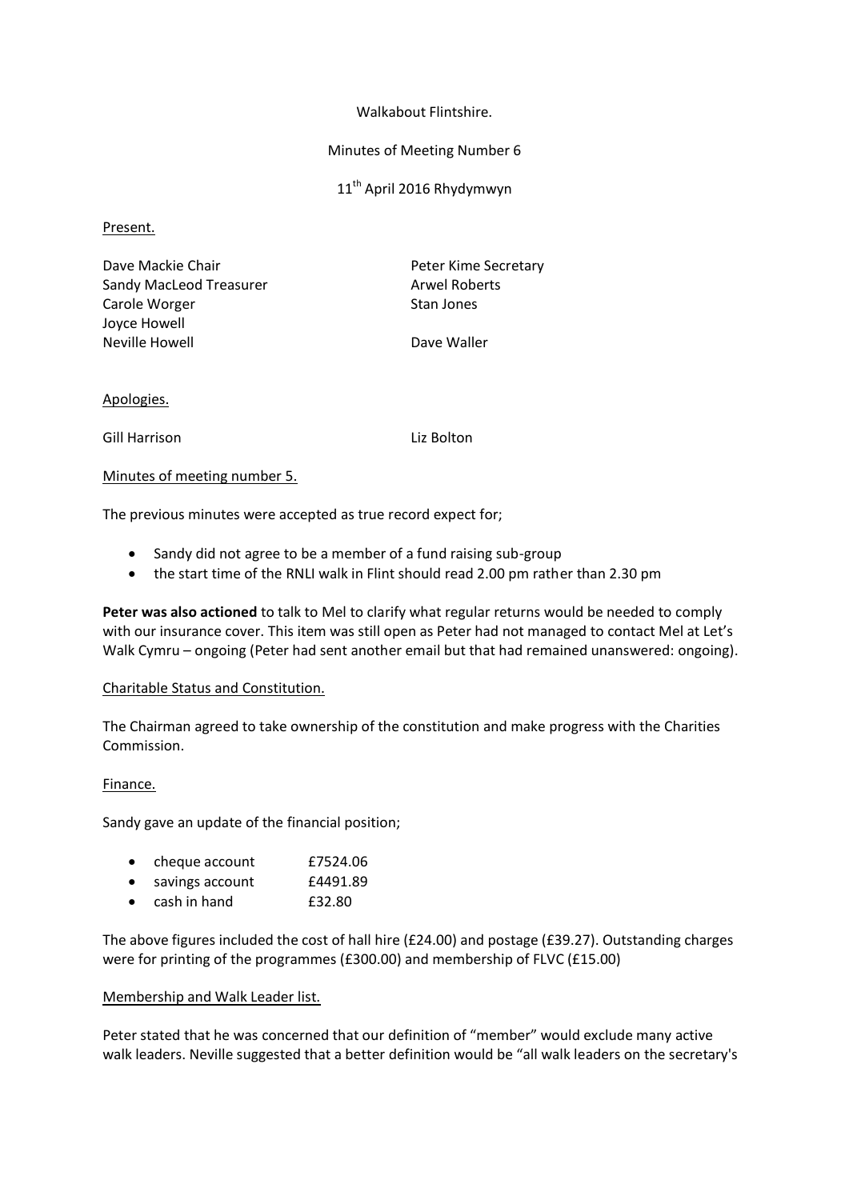Walkabout Flintshire.

Minutes of Meeting Number 6

11th April 2016 Rhydymwyn

Present.

Dave Mackie Chair
Peter Kime Secretary
Sandy MacLeod Treasurer
Arwel Roberts
Carole Worger
Stan Jones
Joyce Howell
Neville Howell
Dave Waller

Apologies.

Gill Harrison
Liz Bolton

Minutes of meeting number 5.

The previous minutes were accepted as true record expect for;

- Sandy did not agree to be a member of a fund raising sub-group
- the start time of the RNLI walk in Flint should read 2.00 pm rather than 2.30 pm

**Peter was also actioned** to talk to Mel to clarify what regular returns would be needed to comply with our insurance cover. This item was still open as Peter had not managed to contact Mel at Let's Walk Cymru – ongoing (Peter had sent another email but that had remained unanswered: ongoing).

Charitable Status and Constitution.

The Chairman agreed to take ownership of the constitution and make progress with the Charities Commission.

Finance.

Sandy gave an update of the financial position;

- cheque account £7524.06
- savings account £4491.89
- cash in hand £32.80

The above figures included the cost of hall hire (£24.00) and postage (£39.27). Outstanding charges were for printing of the programmes (£300.00) and membership of FLVC (£15.00)

Membership and Walk Leader list.

Peter stated that he was concerned that our definition of "member" would exclude many active walk leaders. Neville suggested that a better definition would be "all walk leaders on the secretary's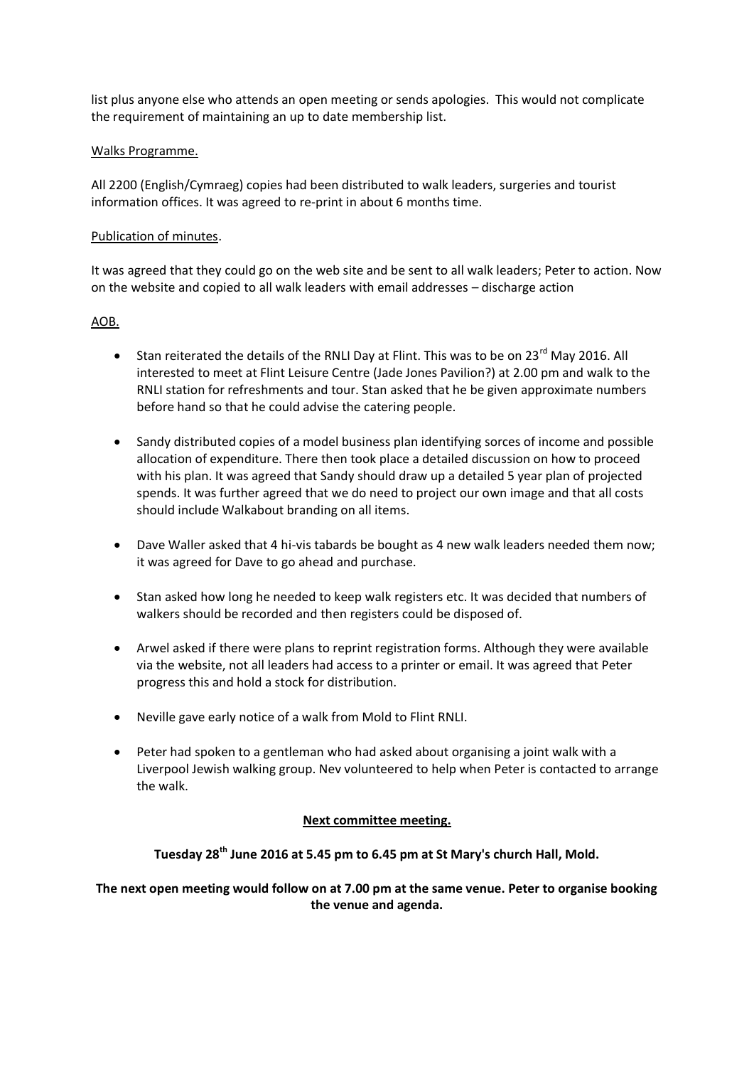list plus anyone else who attends an open meeting or sends apologies. This would not complicate the requirement of maintaining an up to date membership list.

Walks Programme.

All 2200 (English/Cymraeg) copies had been distributed to walk leaders, surgeries and tourist information offices. It was agreed to re-print in about 6 months time.

Publication of minutes.

It was agreed that they could go on the web site and be sent to all walk leaders; Peter to action. Now on the website and copied to all walk leaders with email addresses – discharge action

AOB.

- Stan reiterated the details of the RNLI Day at Flint. This was to be on 23rd May 2016. All interested to meet at Flint Leisure Centre (Jade Jones Pavilion?) at 2.00 pm and walk to the RNLI station for refreshments and tour. Stan asked that he be given approximate numbers before hand so that he could advise the catering people.
- Sandy distributed copies of a model business plan identifying sorces of income and possible allocation of expenditure. There then took place a detailed discussion on how to proceed with his plan. It was agreed that Sandy should draw up a detailed 5 year plan of projected spends. It was further agreed that we do need to project our own image and that all costs should include Walkabout branding on all items.
- Dave Waller asked that 4 hi-vis tabards be bought as 4 new walk leaders needed them now; it was agreed for Dave to go ahead and purchase.
- Stan asked how long he needed to keep walk registers etc. It was decided that numbers of walkers should be recorded and then registers could be disposed of.
- Arwel asked if there were plans to reprint registration forms. Although they were available via the website, not all leaders had access to a printer or email. It was agreed that Peter progress this and hold a stock for distribution.
- Neville gave early notice of a walk from Mold to Flint RNLI.
- Peter had spoken to a gentleman who had asked about organising a joint walk with a Liverpool Jewish walking group. Nev volunteered to help when Peter is contacted to arrange the walk.

**Next committee meeting.**

**Tuesday 28th June 2016 at 5.45 pm to 6.45 pm at St Mary's church Hall, Mold.**

**The next open meeting would follow on at 7.00 pm at the same venue. Peter to organise booking the venue and agenda.**